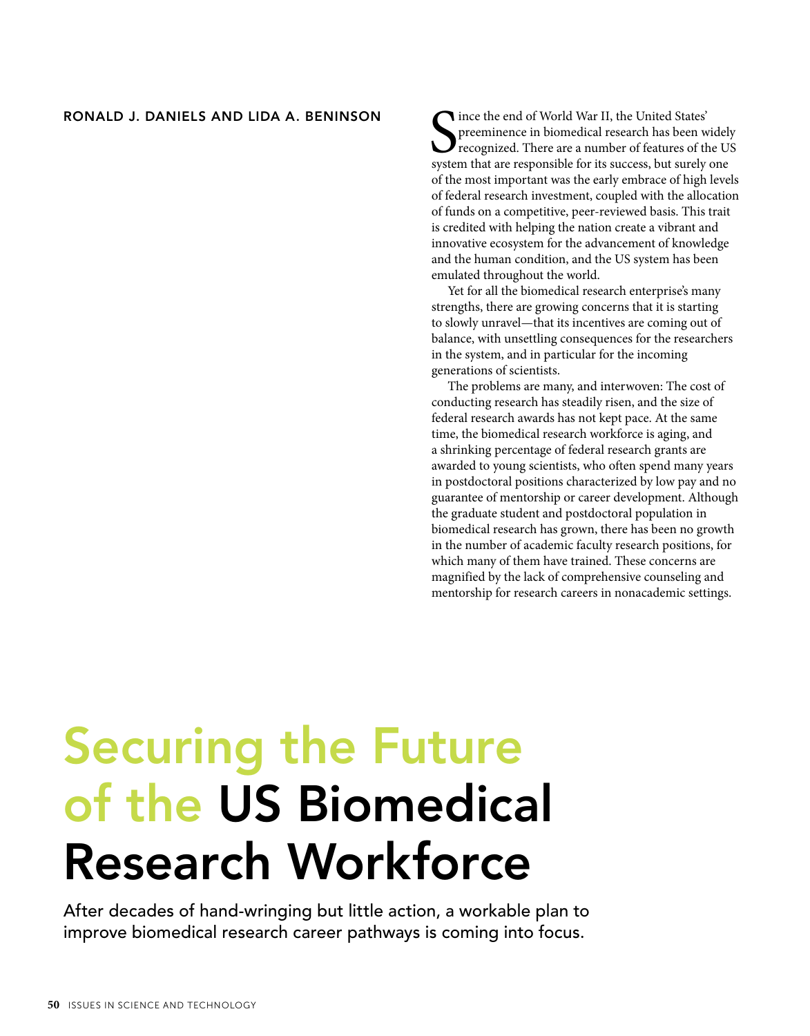# Securing the Future of the US Biomedical Research Workforce

After decades of hand-wringing but little action, a workable plan to improve biomedical research career pathways is coming into focus.

RONALD J. DANIELS AND LIDA A. BENINSON

Since the end of World War II, the United States' preeminence in biomedical research has been widely recognized. There are a number of features of the US system that are responsible for its success, but surely one of the most important was the early embrace of high levels of federal research investment, coupled with the allocation of funds on a competitive, peer-reviewed basis. This trait is credited with helping the nation create a vibrant and innovative ecosystem for the advancement of knowledge and the human condition, and the US system has been emulated throughout the world.

Yet for all the biomedical research enterprise's many strengths, there are growing concerns that it is starting to slowly unravel—that its incentives are coming out of balance, with unsettling consequences for the researchers in the system, and in particular for the incoming generations of scientists.

The problems are many, and interwoven: The cost of conducting research has steadily risen, and the size of federal research awards has not kept pace. At the same time, the biomedical research workforce is aging, and a shrinking percentage of federal research grants are awarded to young scientists, who often spend many years in postdoctoral positions characterized by low pay and no guarantee of mentorship or career development. Although the graduate student and postdoctoral population in biomedical research has grown, there has been no growth in the number of academic faculty research positions, for which many of them have trained. These concerns are magnified by the lack of comprehensive counseling and mentorship for research careers in nonacademic settings.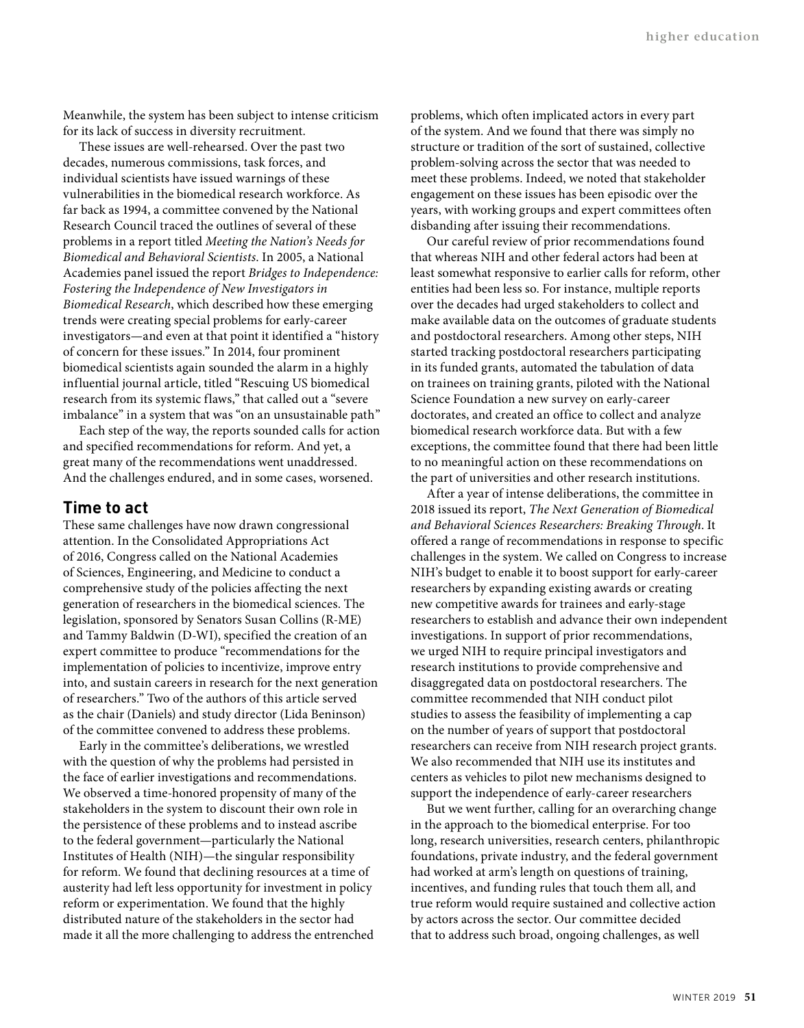Meanwhile, the system has been subject to intense criticism for its lack of success in diversity recruitment.

These issues are well-rehearsed. Over the past two decades, numerous commissions, task forces, and individual scientists have issued warnings of these vulnerabilities in the biomedical research workforce. As far back as 1994, a committee convened by the National Research Council traced the outlines of several of these problems in a report titled *Meeting the Nation's Needs for Biomedical and Behavioral Scientists*. In 2005, a National Academies panel issued the report *Bridges to Independence: Fostering the Independence of New Investigators in Biomedical Research*, which described how these emerging trends were creating special problems for early-career investigators—and even at that point it identified a "history of concern for these issues." In 2014, four prominent biomedical scientists again sounded the alarm in a highly influential journal article, titled "Rescuing US biomedical research from its systemic flaws," that called out a "severe imbalance" in a system that was "on an unsustainable path"

Each step of the way, the reports sounded calls for action and specified recommendations for reform. And yet, a great many of the recommendations went unaddressed. And the challenges endured, and in some cases, worsened.

## Time to act

These same challenges have now drawn congressional attention. In the Consolidated Appropriations Act of 2016, Congress called on the National Academies of Sciences, Engineering, and Medicine to conduct a comprehensive study of the policies affecting the next generation of researchers in the biomedical sciences. The legislation, sponsored by Senators Susan Collins (R-ME) and Tammy Baldwin (D-WI), specified the creation of an expert committee to produce "recommendations for the implementation of policies to incentivize, improve entry into, and sustain careers in research for the next generation of researchers." Two of the authors of this article served as the chair (Daniels) and study director (Lida Beninson) of the committee convened to address these problems.

Early in the committee's deliberations, we wrestled with the question of why the problems had persisted in the face of earlier investigations and recommendations. We observed a time-honored propensity of many of the stakeholders in the system to discount their own role in the persistence of these problems and to instead ascribe to the federal government—particularly the National Institutes of Health (NIH)—the singular responsibility for reform. We found that declining resources at a time of austerity had left less opportunity for investment in policy reform or experimentation. We found that the highly distributed nature of the stakeholders in the sector had made it all the more challenging to address the entrenched problems, which often implicated actors in every part of the system. And we found that there was simply no structure or tradition of the sort of sustained, collective problem-solving across the sector that was needed to meet these problems. Indeed, we noted that stakeholder engagement on these issues has been episodic over the years, with working groups and expert committees often disbanding after issuing their recommendations.

Our careful review of prior recommendations found that whereas NIH and other federal actors had been at least somewhat responsive to earlier calls for reform, other entities had been less so. For instance, multiple reports over the decades had urged stakeholders to collect and make available data on the outcomes of graduate students and postdoctoral researchers. Among other steps, NIH started tracking postdoctoral researchers participating in its funded grants, automated the tabulation of data on trainees on training grants, piloted with the National Science Foundation a new survey on early-career doctorates, and created an office to collect and analyze biomedical research workforce data. But with a few exceptions, the committee found that there had been little to no meaningful action on these recommendations on the part of universities and other research institutions.

After a year of intense deliberations, the committee in 2018 issued its report, *The Next Generation of Biomedical and Behavioral Sciences Researchers: Breaking Through*. It offered a range of recommendations in response to specific challenges in the system. We called on Congress to increase NIH's budget to enable it to boost support for early-career researchers by expanding existing awards or creating new competitive awards for trainees and early-stage researchers to establish and advance their own independent investigations. In support of prior recommendations, we urged NIH to require principal investigators and research institutions to provide comprehensive and disaggregated data on postdoctoral researchers. The committee recommended that NIH conduct pilot studies to assess the feasibility of implementing a cap on the number of years of support that postdoctoral researchers can receive from NIH research project grants. We also recommended that NIH use its institutes and centers as vehicles to pilot new mechanisms designed to support the independence of early-career researchers

But we went further, calling for an overarching change in the approach to the biomedical enterprise. For too long, research universities, research centers, philanthropic foundations, private industry, and the federal government had worked at arm's length on questions of training, incentives, and funding rules that touch them all, and true reform would require sustained and collective action by actors across the sector. Our committee decided that to address such broad, ongoing challenges, as well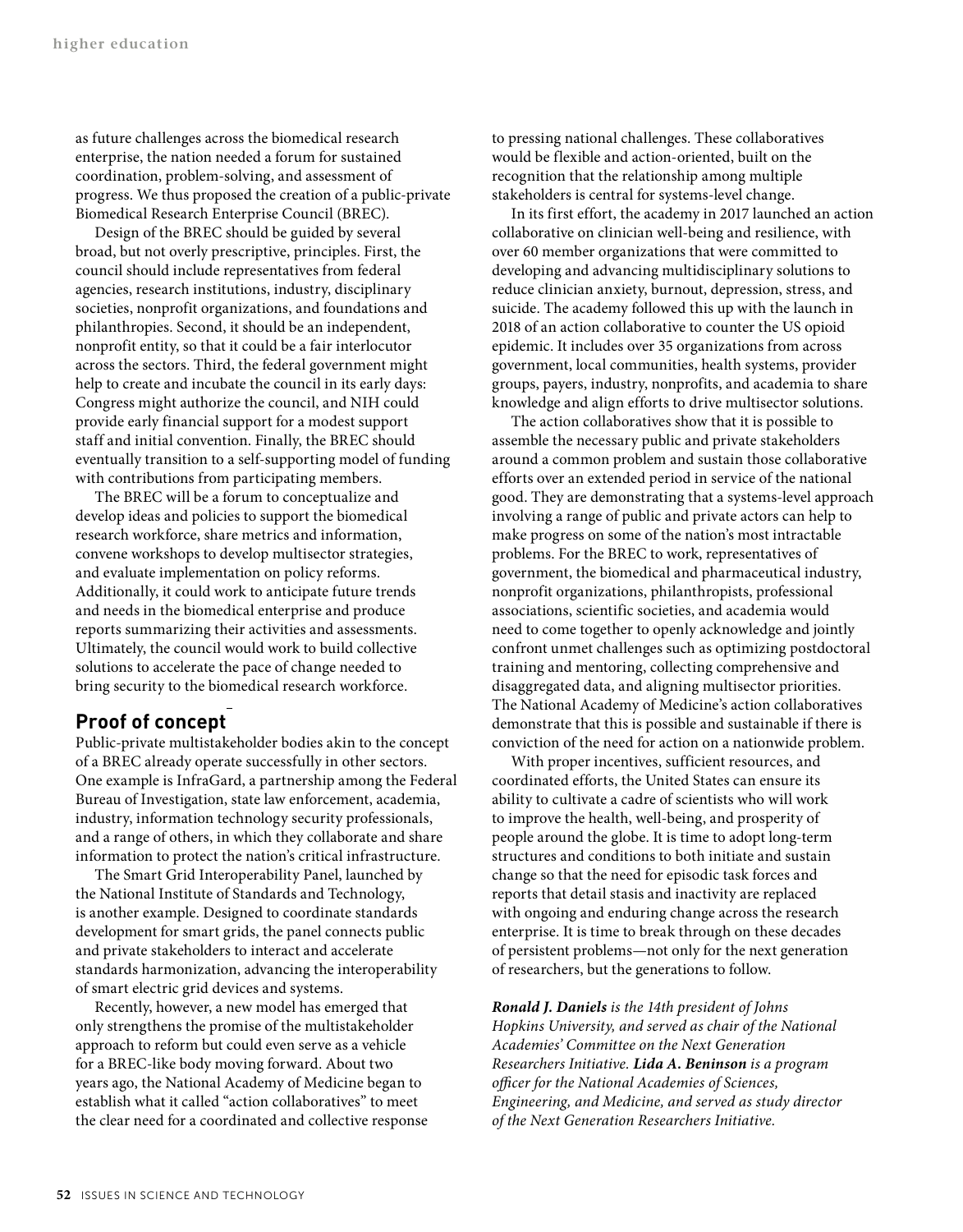as future challenges across the biomedical research enterprise, the nation needed a forum for sustained coordination, problem-solving, and assessment of progress. We thus proposed the creation of a public-private Biomedical Research Enterprise Council (BREC).

Design of the BREC should be guided by several broad, but not overly prescriptive, principles. First, the council should include representatives from federal agencies, research institutions, industry, disciplinary societies, nonprofit organizations, and foundations and philanthropies. Second, it should be an independent, nonprofit entity, so that it could be a fair interlocutor across the sectors. Third, the federal government might help to create and incubate the council in its early days: Congress might authorize the council, and NIH could provide early financial support for a modest support staff and initial convention. Finally, the BREC should eventually transition to a self-supporting model of funding with contributions from participating members.

The BREC will be a forum to conceptualize and develop ideas and policies to support the biomedical research workforce, share metrics and information, convene workshops to develop multisector strategies, and evaluate implementation on policy reforms. Additionally, it could work to anticipate future trends and needs in the biomedical enterprise and produce reports summarizing their activities and assessments. Ultimately, the council would work to build collective solutions to accelerate the pace of change needed to bring security to the biomedical research workforce.

## Proof of concept

Public-private multistakeholder bodies akin to the concept of a BREC already operate successfully in other sectors. One example is InfraGard, a partnership among the Federal Bureau of Investigation, state law enforcement, academia, industry, information technology security professionals, and a range of others, in which they collaborate and share information to protect the nation's critical infrastructure.

The Smart Grid Interoperability Panel, launched by the National Institute of Standards and Technology, is another example. Designed to coordinate standards development for smart grids, the panel connects public and private stakeholders to interact and accelerate standards harmonization, advancing the interoperability of smart electric grid devices and systems.

Recently, however, a new model has emerged that only strengthens the promise of the multistakeholder approach to reform but could even serve as a vehicle for a BREC-like body moving forward. About two years ago, the National Academy of Medicine began to establish what it called "action collaboratives" to meet the clear need for a coordinated and collective response to pressing national challenges. These collaboratives would be flexible and action-oriented, built on the recognition that the relationship among multiple stakeholders is central for systems-level change.

In its first effort, the academy in 2017 launched an action collaborative on clinician well-being and resilience, with over 60 member organizations that were committed to developing and advancing multidisciplinary solutions to reduce clinician anxiety, burnout, depression, stress, and suicide. The academy followed this up with the launch in 2018 of an action collaborative to counter the US opioid epidemic. It includes over 35 organizations from across government, local communities, health systems, provider groups, payers, industry, nonprofits, and academia to share knowledge and align efforts to drive multisector solutions.

The action collaboratives show that it is possible to assemble the necessary public and private stakeholders around a common problem and sustain those collaborative efforts over an extended period in service of the national good. They are demonstrating that a systems-level approach involving a range of public and private actors can help to make progress on some of the nation's most intractable problems. For the BREC to work, representatives of government, the biomedical and pharmaceutical industry, nonprofit organizations, philanthropists, professional associations, scientific societies, and academia would need to come together to openly acknowledge and jointly confront unmet challenges such as optimizing postdoctoral training and mentoring, collecting comprehensive and disaggregated data, and aligning multisector priorities. The National Academy of Medicine's action collaboratives demonstrate that this is possible and sustainable if there is conviction of the need for action on a nationwide problem.

With proper incentives, sufficient resources, and coordinated efforts, the United States can ensure its ability to cultivate a cadre of scientists who will work to improve the health, well-being, and prosperity of people around the globe. It is time to adopt long-term structures and conditions to both initiate and sustain change so that the need for episodic task forces and reports that detail stasis and inactivity are replaced with ongoing and enduring change across the research enterprise. It is time to break through on these decades of persistent problems—not only for the next generation of researchers, but the generations to follow.

***Ronald J. Daniels*** *is the 14th president of Johns Hopkins University, and served as chair of the National Academies' Committee on the Next Generation Researchers Initiative.* ***Lida A. Beninson*** *is a program officer for the National Academies of Sciences, Engineering, and Medicine, and served as study director of the Next Generation Researchers Initiative.*